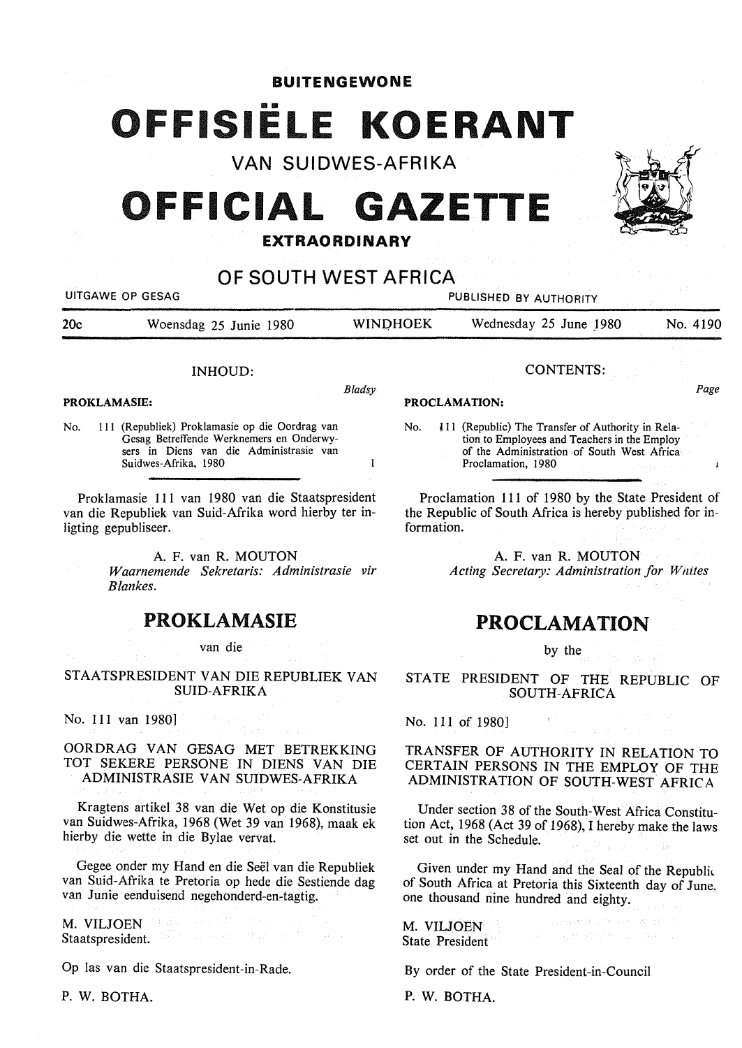**BUITENGEWONE**

# OFFISIËLE KOERANT

VAN SUIDWES-AFRIKA

# OFFICIAL GAZETTE

**EXTRAORDINARY**

## OF SOUTH WEST AFRICA

UITGAWE OP GESAG — PUBLISHED BY AUTHORITY

20c — Woensdag 25 Junie 1980 — WINDHOEK — Wednesday 25 June 1980 — No. 4190

INHOUD:

*Bladsy*

**PROKLAMASIE:**

No. 111 (Republiek) Proklamasie op die Oordrag van Gesag Betreffende Werknemers en Onderwysers in Diens van die Administrasie van Suidwes-Afrika, 1980 — 1

Proklamasie 111 van 1980 van die Staatspresident van die Republiek van Suid-Afrika word hierby ter inligting gepubliseer.

A. F. van R. MOUTON
*Waarnemende Sekretaris: Administrasie vir Blankes.*

## PROKLAMASIE

van die

STAATSPRESIDENT VAN DIE REPUBLIEK VAN SUID-AFRIKA

No. 111 van 1980]

OORDRAG VAN GESAG MET BETREKKING TOT SEKERE PERSONE IN DIENS VAN DIE ADMINISTRASIE VAN SUIDWES-AFRIKA

Kragtens artikel 38 van die Wet op die Konstitusie van Suidwes-Afrika, 1968 (Wet 39 van 1968), maak ek hierby die wette in die Bylae vervat.

Gegee onder my Hand en die Seël van die Republiek van Suid-Afrika te Pretoria op hede die Sestiende dag van Junie eenduisend negehonderd-en-tagtig.

M. VILJOEN
Staatspresident.

Op las van die Staatspresident-in-Rade.

P. W. BOTHA.

CONTENTS:

*Page*

**PROCLAMATION:**

No. 111 (Republic) The Transfer of Authority in Relation to Employees and Teachers in the Employ of the Administration of South West Africa Proclamation, 1980 — 1

Proclamation 111 of 1980 by the State President of the Republic of South Africa is hereby published for information.

A. F. van R. MOUTON
*Acting Secretary: Administration for Whites*

## PROCLAMATION

by the

STATE PRESIDENT OF THE REPUBLIC OF SOUTH-AFRICA

No. 111 of 1980]

TRANSFER OF AUTHORITY IN RELATION TO CERTAIN PERSONS IN THE EMPLOY OF THE ADMINISTRATION OF SOUTH-WEST AFRICA

Under section 38 of the South-West Africa Constitution Act, 1968 (Act 39 of 1968), I hereby make the laws set out in the Schedule.

Given under my Hand and the Seal of the Republic of South Africa at Pretoria this Sixteenth day of June, one thousand nine hundred and eighty.

M. VILJOEN
State President

By order of the State President-in-Council

P. W. BOTHA.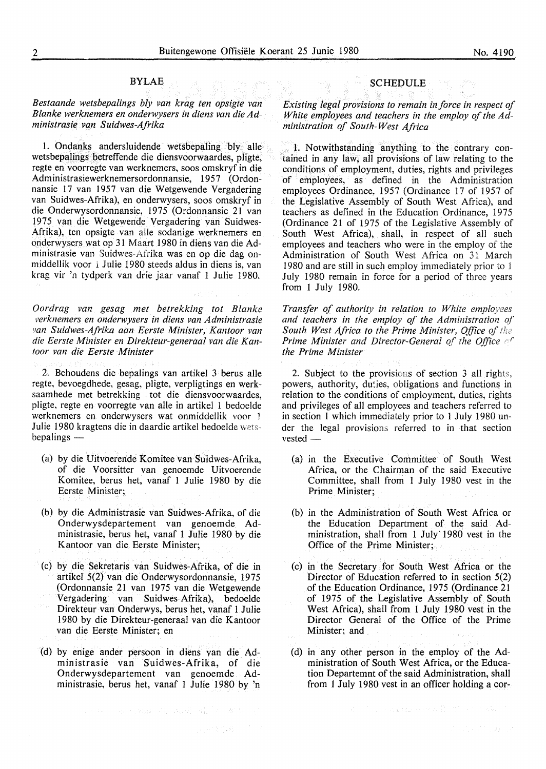## BYLAE

*Bestaande wetsbepalings bly van krag ten opsigte van Blanke werknemers en onderwysers in diens van die Administrasie van Suidwes-Afrika*

1. Ondanks andersluidende wetsbepaling bly alle wetsbepalings betreffende die diensvoorwaardes, pligte, regte en voorregte van werknemers, soos omskryf in die Administrasiewerknemersordonnansie, 1957 (Ordonnansie 17 van 1957 van die Wetgewende Vergadering van Suidwes-Afrika), en onderwysers, soos omskryf in die Onderwysordonnansie, 1975 (Ordonnansie 21 van 1975 van die Wetgewende Vergadering van Suidwes-Afrika), ten opsigte van alle sodanige werknemers en onderwysers wat op 31 Maart 1980 in diens van die Administrasie van Suidwes-Afrika was en op die dag onmiddellik voor 1 Julie 1980 steeds aldus in diens is, van krag vir 'n tydperk van drie jaar vanaf 1 Julie 1980.

*Oordrag van gesag met betrekking tot Blanke werknemers en onderwysers in diens van Administrasie van Suidwes-Afrika aan Eerste Minister, Kantoor van die Eerste Minister en Direkteur-generaal van die Kantoor van die Eerste Minister*

2. Behoudens die bepalings van artikel 3 berus alle regte, bevoegdhede, gesag, pligte, verpligtings en werksaamhede met betrekking tot die diensvoorwaardes, pligte, regte en voorregte van alle in artikel 1 bedoelde werknemers en onderwysers wat onmiddellik voor 1 Julie 1980 kragtens die in daardie artikel bedoelde wetsbepalings —

(a) by die Uitvoerende Komitee van Suidwes-Afrika, of die Voorsitter van genoemde Uitvoerende Komitee, berus het, vanaf 1 Julie 1980 by die Eerste Minister;

(b) by die Administrasie van Suidwes-Afrika, of die Onderwysdepartement van genoemde Administrasie, berus het, vanaf 1 Julie 1980 by die Kantoor van die Eerste Minister;

(c) by die Sekretaris van Suidwes-Afrika, of die in artikel 5(2) van die Onderwysordonnansie, 1975 (Ordonnansie 21 van 1975 van die Wetgewende Vergadering van Suidwes-Afrika), bedoelde Direkteur van Onderwys, berus het, vanaf 1 Julie 1980 by die Direkteur-generaal van die Kantoor van die Eerste Minister; en

(d) by enige ander persoon in diens van die Administrasie van Suidwes-Afrika, of die Onderwysdepartement van genoemde Administrasie, berus het, vanaf 1 Julie 1980 by 'n

## SCHEDULE

*Existing legal provisions to remain in force in respect of White employees and teachers in the employ of the Administration of South-West Africa*

1. Notwithstanding anything to the contrary contained in any law, all provisions of law relating to the conditions of employment, duties, rights and privileges of employees, as defined in the Administration employees Ordinance, 1957 (Ordinance 17 of 1957 of the Legislative Assembly of South West Africa), and teachers as defined in the Education Ordinance, 1975 (Ordinance 21 of 1975 of the Legislative Assembly of South West Africa), shall, in respect of all such employees and teachers who were in the employ of the Administration of South West Africa on 31 March 1980 and are still in such employ immediately prior to 1 July 1980 remain in force for a period of three years from 1 July 1980.

*Transfer of authority in relation to White employees and teachers in the employ of the Administration of South West Africa to the Prime Minister, Office of the Prime Minister and Director-General of the Office of the Prime Minister*

2. Subject to the provisions of section 3 all rights, powers, authority, duties, obligations and functions in relation to the conditions of employment, duties, rights and privileges of all employees and teachers referred to in section 1 which immediately prior to 1 July 1980 under the legal provisions referred to in that section vested —

(a) in the Executive Committee of South West Africa, or the Chairman of the said Executive Committee, shall from 1 July 1980 vest in the Prime Minister;

(b) in the Administration of South West Africa or the Education Department of the said Administration, shall from 1 July 1980 vest in the Office of the Prime Minister;

(c) in the Secretary for South West Africa or the Director of Education referred to in section 5(2) of the Education Ordinance, 1975 (Ordinance 21 of 1975 of the Legislative Assembly of South West Africa), shall from 1 July 1980 vest in the Director General of the Office of the Prime Minister; and

(d) in any other person in the employ of the Administration of South West Africa, or the Education Departemnt of the said Administration, shall from 1 July 1980 vest in an officer holding a cor-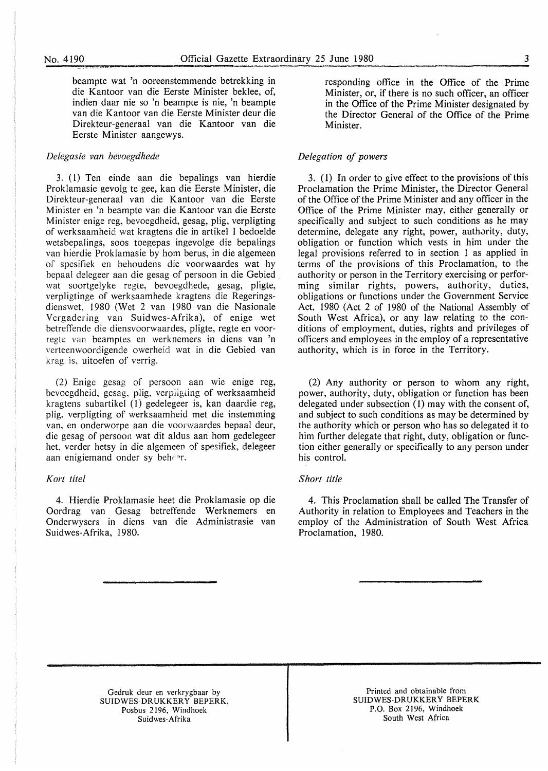beampte wat 'n ooreenstemmende betrekking in die Kantoor van die Eerste Minister beklee, of, indien daar nie so 'n beampte is nie, 'n beampte van die Kantoor van die Eerste Minister deur die Direkteur-generaal van die Kantoor van die Eerste Minister aangewys.

*Delegasie van bevoegdhede*

3. (1) Ten einde aan die bepalings van hierdie Proklamasie gevolg te gee, kan die Eerste Minister, die Direkteur-generaal van die Kantoor van die Eerste Minister en 'n beampte van die Kantoor van die Eerste Minister enige reg, bevoegdheid, gesag, plig, verpligting of werksaamheid wat kragtens die in artikel 1 bedoelde wetsbepalings, soos toegepas ingevolge die bepalings van hierdie Proklamasie by hom berus, in die algemeen of spesifiek en behoudens die voorwaardes wat hy bepaal delegeer aan die gesag of persoon in die Gebied wat soortgelyke regte, bevoegdhede, gesag, pligte, verpligtinge of werksaamhede kragtens die Regeringsdienswet, 1980 (Wet 2 van 1980 van die Nasionale Vergadering van Suidwes-Afrika), of enige wet betreffende die diensvoorwaardes, pligte, regte en voorregte van beamptes en werknemers in diens van 'n verteenwoordigende owerheid wat in die Gebied van krag is, uitoefen of verrig.

(2) Enige gesag of persoon aan wie enige reg, bevoegdheid, gesag, plig, verpligting of werksaamheid kragtens subartikel (1) gedelegeer is, kan daardie reg, plig, verpligting of werksaamheid met die instemming van, en onderworpe aan die voorwaardes bepaal deur, die gesag of persoon wat dit aldus aan hom gedelegeer het, verder hetsy in die algemeen of spesifiek, delegeer aan enigiemand onder sy beheer.

*Kort titel*

4. Hierdie Proklamasie heet die Proklamasie op die Oordrag van Gesag betreffende Werknemers en Onderwysers in diens van die Administrasie van Suidwes-Afrika, 1980.

responding office in the Office of the Prime Minister, or, if there is no such officer, an officer in the Office of the Prime Minister designated by the Director General of the Office of the Prime Minister.

*Delegation of powers*

3. (1) In order to give effect to the provisions of this Proclamation the Prime Minister, the Director General of the Office of the Prime Minister and any officer in the Office of the Prime Minister may, either generally or specifically and subject to such conditions as he may determine, delegate any right, power, authority, duty, obligation or function which vests in him under the legal provisions referred to in section 1 as applied in terms of the provisions of this Proclamation, to the authority or person in the Territory exercising or performing similar rights, powers, authority, duties, obligations or functions under the Government Service Act, 1980 (Act 2 of 1980 of the National Assembly of South West Africa), or any law relating to the conditions of employment, duties, rights and privileges of officers and employees in the employ of a representative authority, which is in force in the Territory.

(2) Any authority or person to whom any right, power, authority, duty, obligation or function has been delegated under subsection (1) may with the consent of, and subject to such conditions as may be determined by the authority which or person who has so delegated it to him further delegate that right, duty, obligation or function either generally or specifically to any person under his control.

*Short title*

4. This Proclamation shall be called The Transfer of Authority in relation to Employees and Teachers in the employ of the Administration of South West Africa Proclamation, 1980.

---

Gedruk deur en verkrygbaar by
SUIDWES-DRUKKERY BEPERK,
Posbus 2196, Windhoek
Suidwes-Afrika

Printed and obtainable from
SUIDWES-DRUKKERY BEPERK
P.O. Box 2196, Windhoek
South West Africa